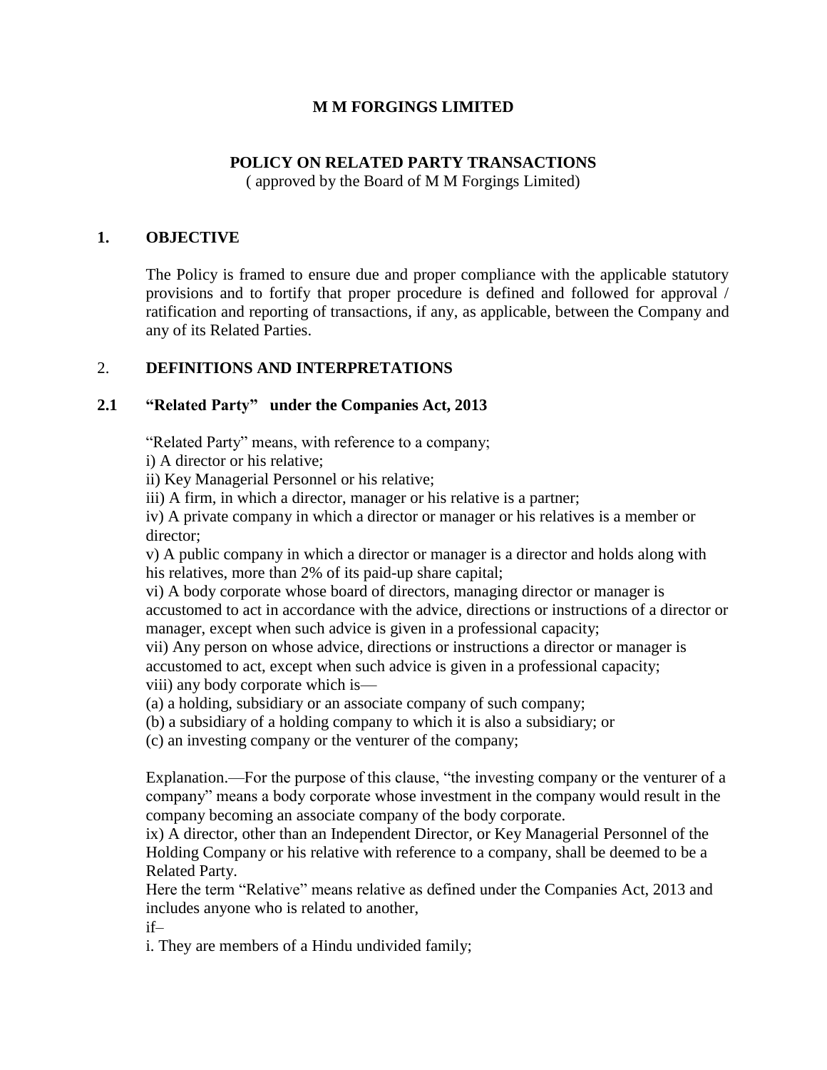# M M FORGINGS LIMITED

## POLICY ON RELATED PARTY TRANSACTIONS

( approved by the Board of M M Forgings Limited)

## 1. OBJECTIVE

The Policy is framed to ensure due and proper compliance with the applicable statutory provisions and to fortify that proper procedure is defined and followed for approval / ratification and reporting of transactions, if any, as applicable, between the Company and any of its Related Parties.

## 2. DEFINITIONS AND INTERPRETATIONS

### 2.1 "Related Party" under the Companies Act, 2013

"Related Party" means, with reference to a company;

i) A director or his relative;

ii) Key Managerial Personnel or his relative;

iii) A firm, in which a director, manager or his relative is a partner;

iv) A private company in which a director or manager or his relatives is a member or director;

v) A public company in which a director or manager is a director and holds along with his relatives, more than 2% of its paid-up share capital;

vi) A body corporate whose board of directors, managing director or manager is accustomed to act in accordance with the advice, directions or instructions of a director or manager, except when such advice is given in a professional capacity;

vii) Any person on whose advice, directions or instructions a director or manager is accustomed to act, except when such advice is given in a professional capacity;

viii) any body corporate which is—

(a) a holding, subsidiary or an associate company of such company;

(b) a subsidiary of a holding company to which it is also a subsidiary; or

(c) an investing company or the venturer of the company;

Explanation.—For the purpose of this clause, "the investing company or the venturer of a company" means a body corporate whose investment in the company would result in the company becoming an associate company of the body corporate.

ix) A director, other than an Independent Director, or Key Managerial Personnel of the Holding Company or his relative with reference to a company, shall be deemed to be a Related Party.

Here the term "Relative" means relative as defined under the Companies Act, 2013 and includes anyone who is related to another,

if–

i. They are members of a Hindu undivided family;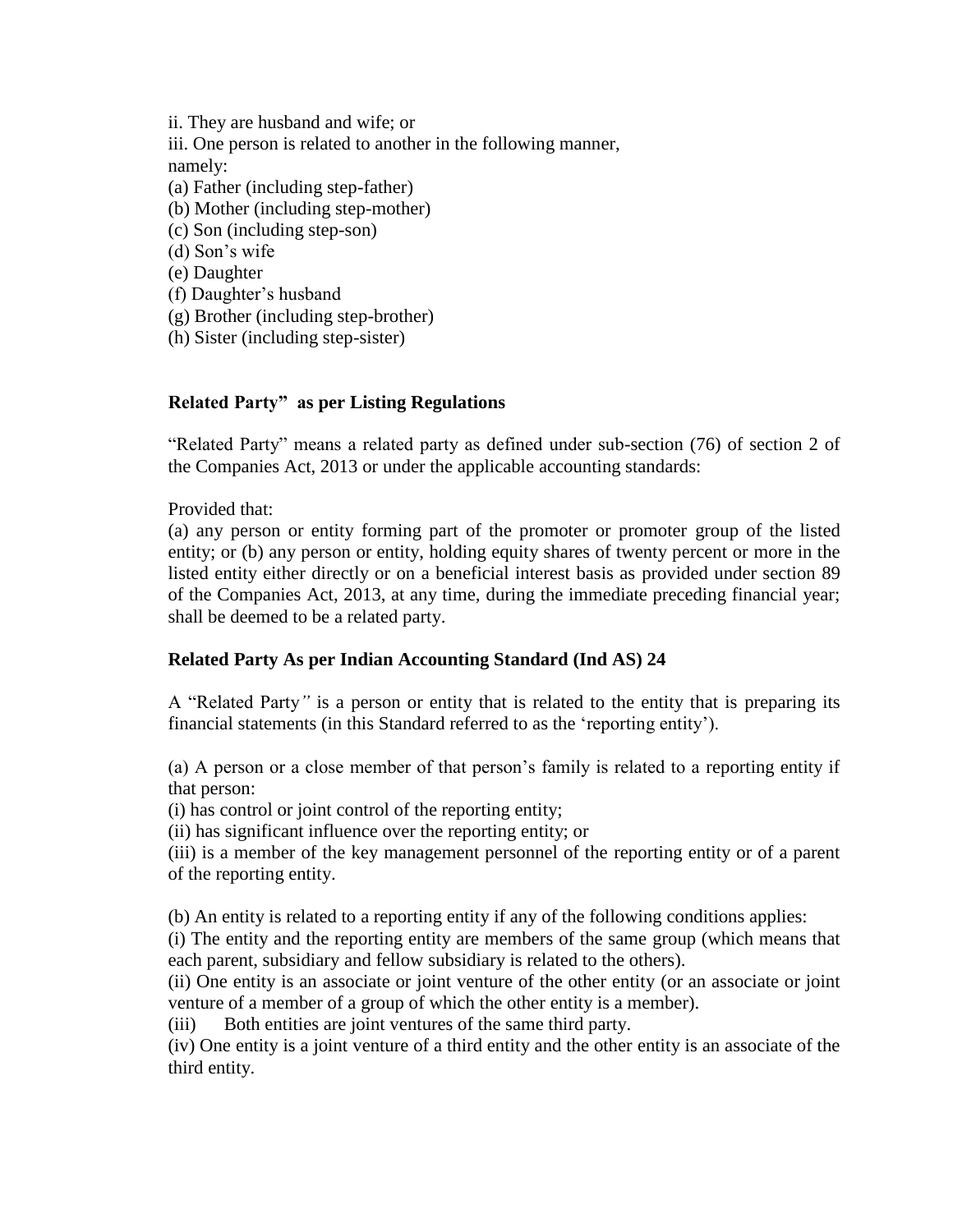ii. They are husband and wife; or

iii. One person is related to another in the following manner, namely:

(a) Father (including step-father)
(b) Mother (including step-mother)
(c) Son (including step-son)
(d) Son's wife
(e) Daughter
(f) Daughter's husband
(g) Brother (including step-brother)
(h) Sister (including step-sister)

**Related Party" as per Listing Regulations**

"Related Party" means a related party as defined under sub-section (76) of section 2 of the Companies Act, 2013 or under the applicable accounting standards:

Provided that:
(a) any person or entity forming part of the promoter or promoter group of the listed entity; or (b) any person or entity, holding equity shares of twenty percent or more in the listed entity either directly or on a beneficial interest basis as provided under section 89 of the Companies Act, 2013, at any time, during the immediate preceding financial year; shall be deemed to be a related party.

**Related Party As per Indian Accounting Standard (Ind AS) 24**

A "Related Party" is a person or entity that is related to the entity that is preparing its financial statements (in this Standard referred to as the 'reporting entity').

(a) A person or a close member of that person's family is related to a reporting entity if that person:
(i) has control or joint control of the reporting entity;
(ii) has significant influence over the reporting entity; or
(iii) is a member of the key management personnel of the reporting entity or of a parent of the reporting entity.

(b) An entity is related to a reporting entity if any of the following conditions applies:
(i) The entity and the reporting entity are members of the same group (which means that each parent, subsidiary and fellow subsidiary is related to the others).
(ii) One entity is an associate or joint venture of the other entity (or an associate or joint venture of a member of a group of which the other entity is a member).
(iii) Both entities are joint ventures of the same third party.
(iv) One entity is a joint venture of a third entity and the other entity is an associate of the third entity.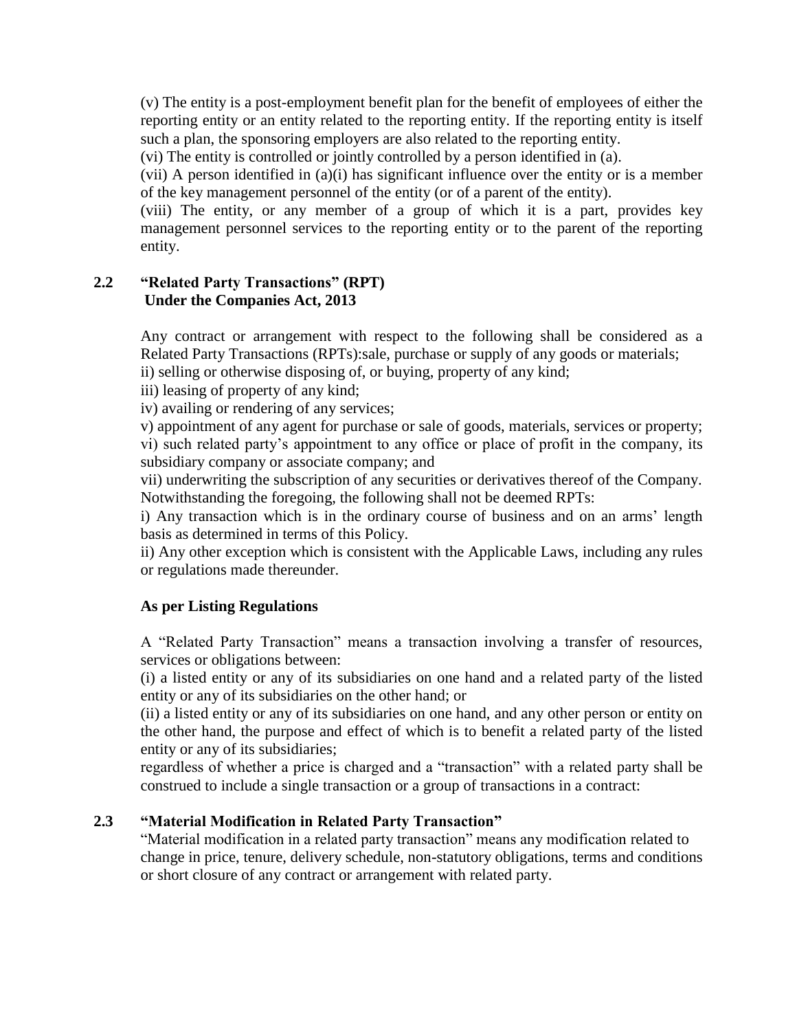(v) The entity is a post-employment benefit plan for the benefit of employees of either the reporting entity or an entity related to the reporting entity. If the reporting entity is itself such a plan, the sponsoring employers are also related to the reporting entity.

(vi) The entity is controlled or jointly controlled by a person identified in (a).

(vii) A person identified in (a)(i) has significant influence over the entity or is a member of the key management personnel of the entity (or of a parent of the entity).

(viii) The entity, or any member of a group of which it is a part, provides key management personnel services to the reporting entity or to the parent of the reporting entity.

## 2.2 "Related Party Transactions" (RPT) Under the Companies Act, 2013

Any contract or arrangement with respect to the following shall be considered as a Related Party Transactions (RPTs):sale, purchase or supply of any goods or materials;

ii) selling or otherwise disposing of, or buying, property of any kind;

iii) leasing of property of any kind;

iv) availing or rendering of any services;

v) appointment of any agent for purchase or sale of goods, materials, services or property;

vi) such related party's appointment to any office or place of profit in the company, its subsidiary company or associate company; and

vii) underwriting the subscription of any securities or derivatives thereof of the Company.

Notwithstanding the foregoing, the following shall not be deemed RPTs:

i) Any transaction which is in the ordinary course of business and on an arms' length basis as determined in terms of this Policy.

ii) Any other exception which is consistent with the Applicable Laws, including any rules or regulations made thereunder.

### As per Listing Regulations

A "Related Party Transaction" means a transaction involving a transfer of resources, services or obligations between:

(i) a listed entity or any of its subsidiaries on one hand and a related party of the listed entity or any of its subsidiaries on the other hand; or

(ii) a listed entity or any of its subsidiaries on one hand, and any other person or entity on the other hand, the purpose and effect of which is to benefit a related party of the listed entity or any of its subsidiaries;

regardless of whether a price is charged and a "transaction" with a related party shall be construed to include a single transaction or a group of transactions in a contract:

## 2.3 "Material Modification in Related Party Transaction"

"Material modification in a related party transaction" means any modification related to change in price, tenure, delivery schedule, non-statutory obligations, terms and conditions or short closure of any contract or arrangement with related party.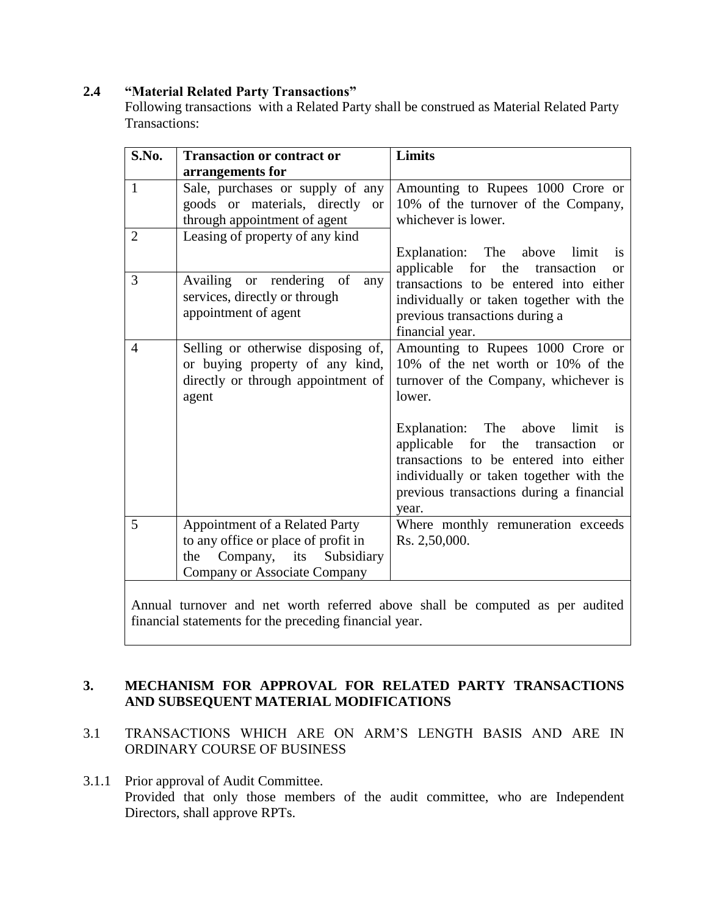### 2.4 "Material Related Party Transactions"

Following transactions with a Related Party shall be construed as Material Related Party Transactions:

| S.No. | Transaction or contract or arrangements for | Limits |
|---|---|---|
| 1 | Sale, purchases or supply of any goods or materials, directly or through appointment of agent | Amounting to Rupees 1000 Crore or 10% of the turnover of the Company, whichever is lower.<br><br>Explanation: The above limit is applicable for the transaction or transactions to be entered into either individually or taken together with the previous transactions during a financial year. |
| 2 | Leasing of property of any kind | |
| 3 | Availing or rendering of any services, directly or through appointment of agent | |
| 4 | Selling or otherwise disposing of, or buying property of any kind, directly or through appointment of agent | Amounting to Rupees 1000 Crore or 10% of the net worth or 10% of the turnover of the Company, whichever is lower.<br><br>Explanation: The above limit is applicable for the transaction or transactions to be entered into either individually or taken together with the previous transactions during a financial year. |
| 5 | Appointment of a Related Party to any office or place of profit in the Company, its Subsidiary Company or Associate Company | Where monthly remuneration exceeds Rs. 2,50,000. |
| Annual turnover and net worth referred above shall be computed as per audited financial statements for the preceding financial year. | | |

## 3. MECHANISM FOR APPROVAL FOR RELATED PARTY TRANSACTIONS AND SUBSEQUENT MATERIAL MODIFICATIONS

3.1 TRANSACTIONS WHICH ARE ON ARM'S LENGTH BASIS AND ARE IN ORDINARY COURSE OF BUSINESS

3.1.1 Prior approval of Audit Committee.
Provided that only those members of the audit committee, who are Independent Directors, shall approve RPTs.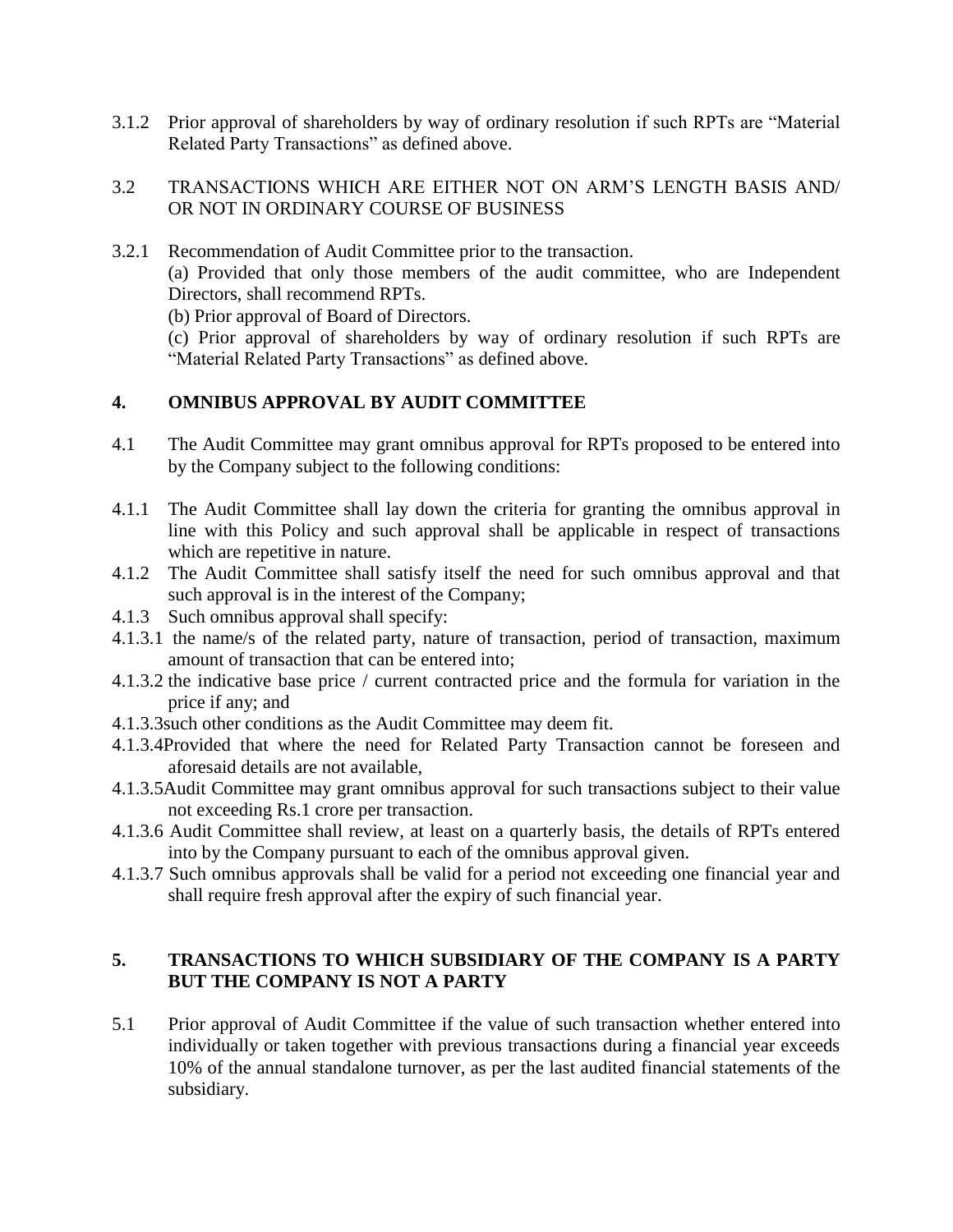3.1.2 Prior approval of shareholders by way of ordinary resolution if such RPTs are "Material Related Party Transactions" as defined above.

3.2 TRANSACTIONS WHICH ARE EITHER NOT ON ARM'S LENGTH BASIS AND/ OR NOT IN ORDINARY COURSE OF BUSINESS

3.2.1 Recommendation of Audit Committee prior to the transaction.

(a) Provided that only those members of the audit committee, who are Independent Directors, shall recommend RPTs.

(b) Prior approval of Board of Directors.

(c) Prior approval of shareholders by way of ordinary resolution if such RPTs are "Material Related Party Transactions" as defined above.

## 4. OMNIBUS APPROVAL BY AUDIT COMMITTEE

4.1 The Audit Committee may grant omnibus approval for RPTs proposed to be entered into by the Company subject to the following conditions:

4.1.1 The Audit Committee shall lay down the criteria for granting the omnibus approval in line with this Policy and such approval shall be applicable in respect of transactions which are repetitive in nature.

4.1.2 The Audit Committee shall satisfy itself the need for such omnibus approval and that such approval is in the interest of the Company;

4.1.3 Such omnibus approval shall specify:

4.1.3.1 the name/s of the related party, nature of transaction, period of transaction, maximum amount of transaction that can be entered into;

4.1.3.2 the indicative base price / current contracted price and the formula for variation in the price if any; and

4.1.3.3 such other conditions as the Audit Committee may deem fit.

4.1.3.4 Provided that where the need for Related Party Transaction cannot be foreseen and aforesaid details are not available,

4.1.3.5 Audit Committee may grant omnibus approval for such transactions subject to their value not exceeding Rs.1 crore per transaction.

4.1.3.6 Audit Committee shall review, at least on a quarterly basis, the details of RPTs entered into by the Company pursuant to each of the omnibus approval given.

4.1.3.7 Such omnibus approvals shall be valid for a period not exceeding one financial year and shall require fresh approval after the expiry of such financial year.

## 5. TRANSACTIONS TO WHICH SUBSIDIARY OF THE COMPANY IS A PARTY BUT THE COMPANY IS NOT A PARTY

5.1 Prior approval of Audit Committee if the value of such transaction whether entered into individually or taken together with previous transactions during a financial year exceeds 10% of the annual standalone turnover, as per the last audited financial statements of the subsidiary.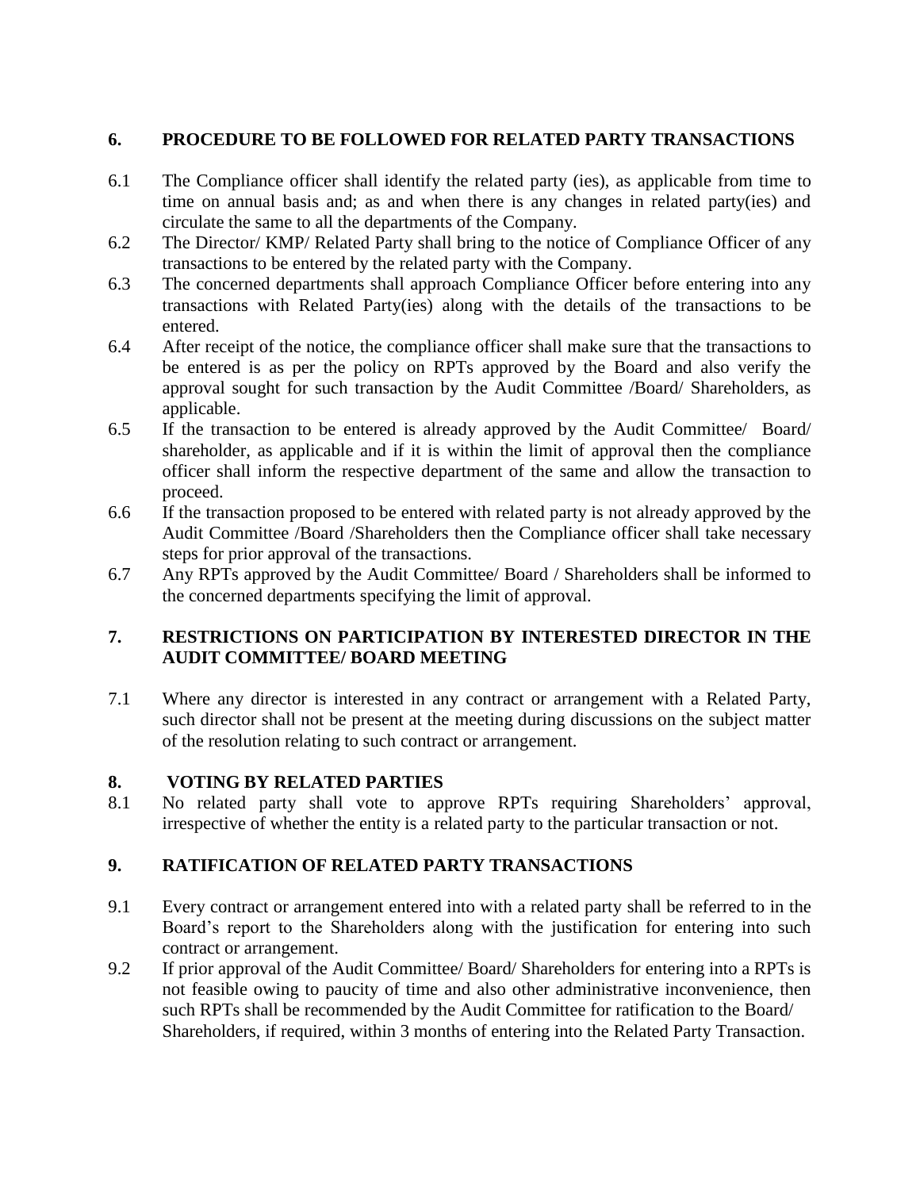## 6. PROCEDURE TO BE FOLLOWED FOR RELATED PARTY TRANSACTIONS

6.1 The Compliance officer shall identify the related party (ies), as applicable from time to time on annual basis and; as and when there is any changes in related party(ies) and circulate the same to all the departments of the Company.

6.2 The Director/ KMP/ Related Party shall bring to the notice of Compliance Officer of any transactions to be entered by the related party with the Company.

6.3 The concerned departments shall approach Compliance Officer before entering into any transactions with Related Party(ies) along with the details of the transactions to be entered.

6.4 After receipt of the notice, the compliance officer shall make sure that the transactions to be entered is as per the policy on RPTs approved by the Board and also verify the approval sought for such transaction by the Audit Committee /Board/ Shareholders, as applicable.

6.5 If the transaction to be entered is already approved by the Audit Committee/ Board/ shareholder, as applicable and if it is within the limit of approval then the compliance officer shall inform the respective department of the same and allow the transaction to proceed.

6.6 If the transaction proposed to be entered with related party is not already approved by the Audit Committee /Board /Shareholders then the Compliance officer shall take necessary steps for prior approval of the transactions.

6.7 Any RPTs approved by the Audit Committee/ Board / Shareholders shall be informed to the concerned departments specifying the limit of approval.

## 7. RESTRICTIONS ON PARTICIPATION BY INTERESTED DIRECTOR IN THE AUDIT COMMITTEE/ BOARD MEETING

7.1 Where any director is interested in any contract or arrangement with a Related Party, such director shall not be present at the meeting during discussions on the subject matter of the resolution relating to such contract or arrangement.

## 8. VOTING BY RELATED PARTIES

8.1 No related party shall vote to approve RPTs requiring Shareholders' approval, irrespective of whether the entity is a related party to the particular transaction or not.

## 9. RATIFICATION OF RELATED PARTY TRANSACTIONS

9.1 Every contract or arrangement entered into with a related party shall be referred to in the Board's report to the Shareholders along with the justification for entering into such contract or arrangement.

9.2 If prior approval of the Audit Committee/ Board/ Shareholders for entering into a RPTs is not feasible owing to paucity of time and also other administrative inconvenience, then such RPTs shall be recommended by the Audit Committee for ratification to the Board/ Shareholders, if required, within 3 months of entering into the Related Party Transaction.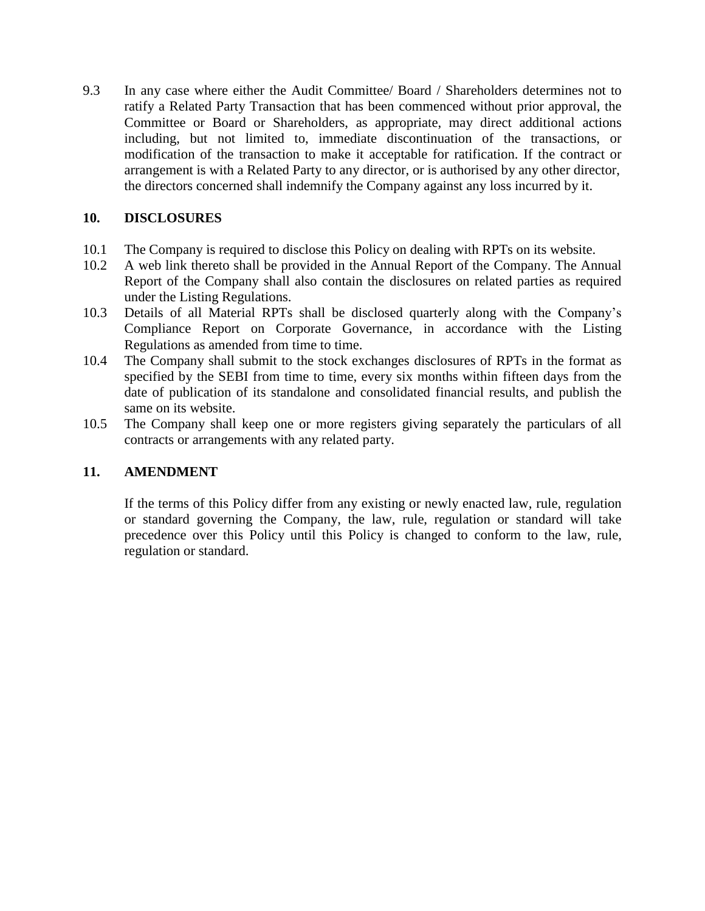9.3 In any case where either the Audit Committee/ Board / Shareholders determines not to ratify a Related Party Transaction that has been commenced without prior approval, the Committee or Board or Shareholders, as appropriate, may direct additional actions including, but not limited to, immediate discontinuation of the transactions, or modification of the transaction to make it acceptable for ratification. If the contract or arrangement is with a Related Party to any director, or is authorised by any other director, the directors concerned shall indemnify the Company against any loss incurred by it.

## 10. DISCLOSURES

10.1 The Company is required to disclose this Policy on dealing with RPTs on its website.

10.2 A web link thereto shall be provided in the Annual Report of the Company. The Annual Report of the Company shall also contain the disclosures on related parties as required under the Listing Regulations.

10.3 Details of all Material RPTs shall be disclosed quarterly along with the Company's Compliance Report on Corporate Governance, in accordance with the Listing Regulations as amended from time to time.

10.4 The Company shall submit to the stock exchanges disclosures of RPTs in the format as specified by the SEBI from time to time, every six months within fifteen days from the date of publication of its standalone and consolidated financial results, and publish the same on its website.

10.5 The Company shall keep one or more registers giving separately the particulars of all contracts or arrangements with any related party.

## 11. AMENDMENT

If the terms of this Policy differ from any existing or newly enacted law, rule, regulation or standard governing the Company, the law, rule, regulation or standard will take precedence over this Policy until this Policy is changed to conform to the law, rule, regulation or standard.